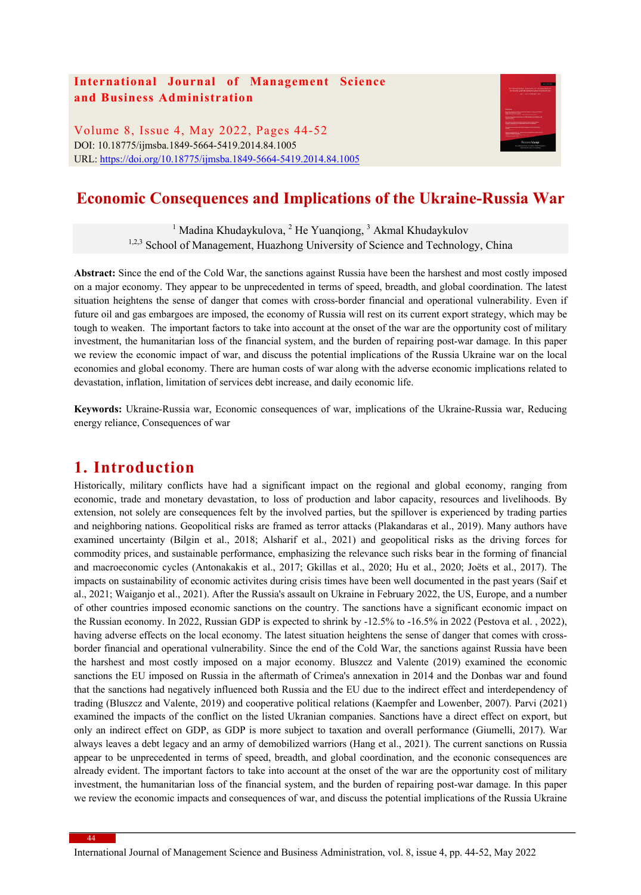# Economic Consequences and Implications of the Ukraine-Russia War

[1] Madina Khudaykulova, [2] He Yuanqiong, [3] Akmal Khudaykulov

[1,2,3] School of Management, Huazhong University of Science and Technology, China

**Abstract:** Since the end of the Cold War, the sanctions against Russia have been the harshest and most costly imposed on a major economy. They appear to be unprecedented in terms of speed, breadth, and global coordination. The latest situation heightens the sense of danger that comes with cross-border financial and operational vulnerability. Even if future oil and gas embargoes are imposed, the economy of Russia will rest on its current export strategy, which may be tough to weaken. The important factors to take into account at the onset of the war are the opportunity cost of military investment, the humanitarian loss of the financial system, and the burden of repairing post-war damage. In this paper we review the economic impact of war, and discuss the potential implications of the Russia Ukraine war on the local economies and global economy. There are human costs of war along with the adverse economic implications related to devastation, inflation, limitation of services debt increase, and daily economic life.

**Keywords:** Ukraine-Russia war, Economic consequences of war, implications of the Ukraine-Russia war, Reducing energy reliance, Consequences of war

## 1. Introduction

Historically, military conflicts have had a significant impact on the regional and global economy, ranging from economic, trade and monetary devastation, to loss of production and labor capacity, resources and livelihoods. By extension, not solely are consequences felt by the involved parties, but the spillover is experienced by trading parties and neighboring nations. Geopolitical risks are framed as terror attacks (Plakandaras et al., 2019). Many authors have examined uncertainty (Bilgin et al., 2018; Alsharif et al., 2021) and geopolitical risks as the driving forces for commodity prices, and sustainable performance, emphasizing the relevance such risks bear in the forming of financial and macroeconomic cycles (Antonakakis et al., 2017; Gkillas et al., 2020; Hu et al., 2020; Joëts et al., 2017). The impacts on sustainability of economic activites during crisis times have been well documented in the past years (Saif et al., 2021; Waiganjo et al., 2021). After the Russia's assault on Ukraine in February 2022, the US, Europe, and a number of other countries imposed economic sanctions on the country. The sanctions have a significant economic impact on the Russian economy. In 2022, Russian GDP is expected to shrink by -12.5% to -16.5% in 2022 (Pestova et al. , 2022), having adverse effects on the local economy. The latest situation heightens the sense of danger that comes with cross-border financial and operational vulnerability. Since the end of the Cold War, the sanctions against Russia have been the harshest and most costly imposed on a major economy. Bluszcz and Valente (2019) examined the economic sanctions the EU imposed on Russia in the aftermath of Crimea's annexation in 2014 and the Donbas war and found that the sanctions had negatively influenced both Russia and the EU due to the indirect effect and interdependency of trading (Bluszcz and Valente, 2019) and cooperative political relations (Kaempfer and Lowenber, 2007). Parvi (2021) examined the impacts of the conflict on the listed Ukranian companies. Sanctions have a direct effect on export, but only an indirect effect on GDP, as GDP is more subject to taxation and overall performance (Giumelli, 2017). War always leaves a debt legacy and an army of demobilized warriors (Hang et al., 2021). The current sanctions on Russia appear to be unprecedented in terms of speed, breadth, and global coordination, and the economic consequences are already evident. The important factors to take into account at the onset of the war are the opportunity cost of military investment, the humanitarian loss of the financial system, and the burden of repairing post-war damage. In this paper we review the economic impacts and consequences of war, and discuss the potential implications of the Russia Ukraine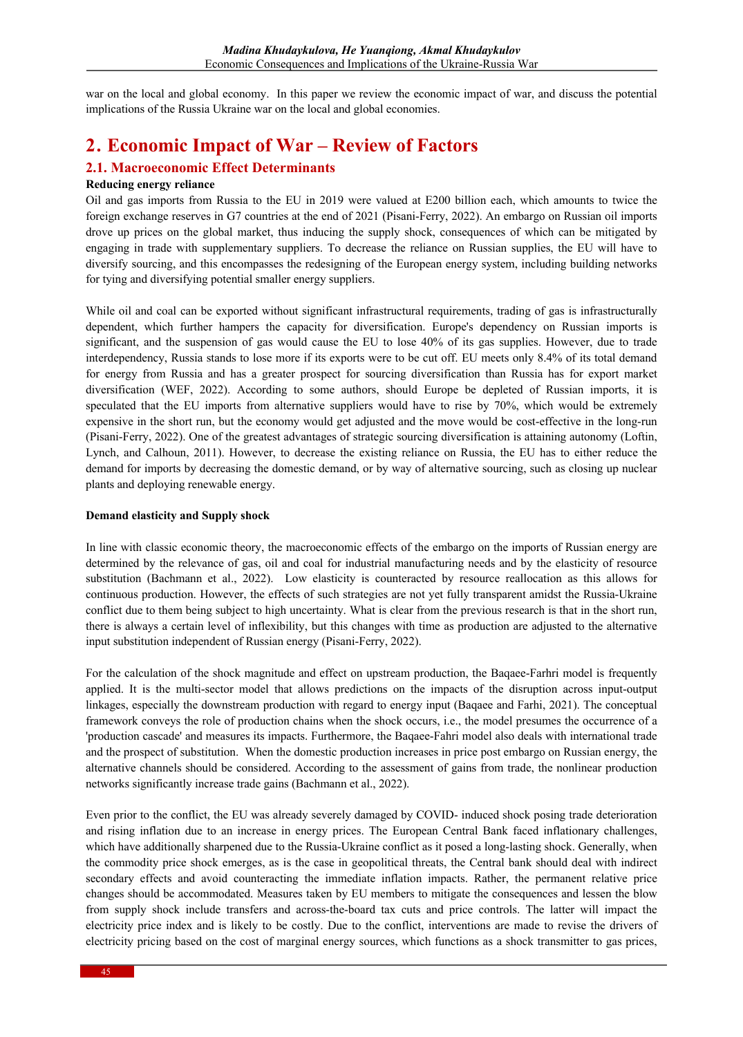war on the local and global economy. In this paper we review the economic impact of war, and discuss the potential implications of the Russia Ukraine war on the local and global economies.

## 2. Economic Impact of War – Review of Factors

### 2.1. Macroeconomic Effect Determinants

**Reducing energy reliance**

Oil and gas imports from Russia to the EU in 2019 were valued at E200 billion each, which amounts to twice the foreign exchange reserves in G7 countries at the end of 2021 (Pisani-Ferry, 2022). An embargo on Russian oil imports drove up prices on the global market, thus inducing the supply shock, consequences of which can be mitigated by engaging in trade with supplementary suppliers. To decrease the reliance on Russian supplies, the EU will have to diversify sourcing, and this encompasses the redesigning of the European energy system, including building networks for tying and diversifying potential smaller energy suppliers.

While oil and coal can be exported without significant infrastructural requirements, trading of gas is infrastructurally dependent, which further hampers the capacity for diversification. Europe's dependency on Russian imports is significant, and the suspension of gas would cause the EU to lose 40% of its gas supplies. However, due to trade interdependency, Russia stands to lose more if its exports were to be cut off. EU meets only 8.4% of its total demand for energy from Russia and has a greater prospect for sourcing diversification than Russia has for export market diversification (WEF, 2022). According to some authors, should Europe be depleted of Russian imports, it is speculated that the EU imports from alternative suppliers would have to rise by 70%, which would be extremely expensive in the short run, but the economy would get adjusted and the move would be cost-effective in the long-run (Pisani-Ferry, 2022). One of the greatest advantages of strategic sourcing diversification is attaining autonomy (Loftin, Lynch, and Calhoun, 2011). However, to decrease the existing reliance on Russia, the EU has to either reduce the demand for imports by decreasing the domestic demand, or by way of alternative sourcing, such as closing up nuclear plants and deploying renewable energy.

**Demand elasticity and Supply shock**

In line with classic economic theory, the macroeconomic effects of the embargo on the imports of Russian energy are determined by the relevance of gas, oil and coal for industrial manufacturing needs and by the elasticity of resource substitution (Bachmann et al., 2022). Low elasticity is counteracted by resource reallocation as this allows for continuous production. However, the effects of such strategies are not yet fully transparent amidst the Russia-Ukraine conflict due to them being subject to high uncertainty. What is clear from the previous research is that in the short run, there is always a certain level of inflexibility, but this changes with time as production are adjusted to the alternative input substitution independent of Russian energy (Pisani-Ferry, 2022).

For the calculation of the shock magnitude and effect on upstream production, the Baqaee-Farhri model is frequently applied. It is the multi-sector model that allows predictions on the impacts of the disruption across input-output linkages, especially the downstream production with regard to energy input (Baqaee and Farhi, 2021). The conceptual framework conveys the role of production chains when the shock occurs, i.e., the model presumes the occurrence of a 'production cascade' and measures its impacts. Furthermore, the Baqaee-Fahri model also deals with international trade and the prospect of substitution. When the domestic production increases in price post embargo on Russian energy, the alternative channels should be considered. According to the assessment of gains from trade, the nonlinear production networks significantly increase trade gains (Bachmann et al., 2022).

Even prior to the conflict, the EU was already severely damaged by COVID- induced shock posing trade deterioration and rising inflation due to an increase in energy prices. The European Central Bank faced inflationary challenges, which have additionally sharpened due to the Russia-Ukraine conflict as it posed a long-lasting shock. Generally, when the commodity price shock emerges, as is the case in geopolitical threats, the Central bank should deal with indirect secondary effects and avoid counteracting the immediate inflation impacts. Rather, the permanent relative price changes should be accommodated. Measures taken by EU members to mitigate the consequences and lessen the blow from supply shock include transfers and across-the-board tax cuts and price controls. The latter will impact the electricity price index and is likely to be costly. Due to the conflict, interventions are made to revise the drivers of electricity pricing based on the cost of marginal energy sources, which functions as a shock transmitter to gas prices,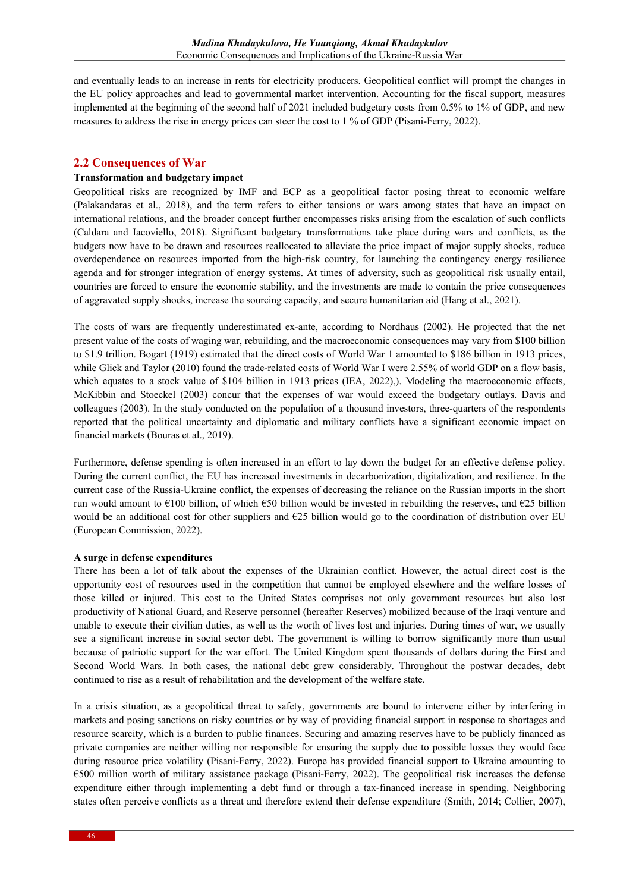and eventually leads to an increase in rents for electricity producers. Geopolitical conflict will prompt the changes in the EU policy approaches and lead to governmental market intervention. Accounting for the fiscal support, measures implemented at the beginning of the second half of 2021 included budgetary costs from 0.5% to 1% of GDP, and new measures to address the rise in energy prices can steer the cost to 1 % of GDP (Pisani-Ferry, 2022).

## 2.2 Consequences of War

**Transformation and budgetary impact**

Geopolitical risks are recognized by IMF and ECP as a geopolitical factor posing threat to economic welfare (Palakandaras et al., 2018), and the term refers to either tensions or wars among states that have an impact on international relations, and the broader concept further encompasses risks arising from the escalation of such conflicts (Caldara and Iacoviello, 2018). Significant budgetary transformations take place during wars and conflicts, as the budgets now have to be drawn and resources reallocated to alleviate the price impact of major supply shocks, reduce overdependence on resources imported from the high-risk country, for launching the contingency energy resilience agenda and for stronger integration of energy systems. At times of adversity, such as geopolitical risk usually entail, countries are forced to ensure the economic stability, and the investments are made to contain the price consequences of aggravated supply shocks, increase the sourcing capacity, and secure humanitarian aid (Hang et al., 2021).

The costs of wars are frequently underestimated ex-ante, according to Nordhaus (2002). He projected that the net present value of the costs of waging war, rebuilding, and the macroeconomic consequences may vary from $100 billion to $1.9 trillion. Bogart (1919) estimated that the direct costs of World War 1 amounted to $186 billion in 1913 prices, while Glick and Taylor (2010) found the trade-related costs of World War I were 2.55% of world GDP on a flow basis, which equates to a stock value of $104 billion in 1913 prices (IEA, 2022),). Modeling the macroeconomic effects, McKibbin and Stoeckel (2003) concur that the expenses of war would exceed the budgetary outlays. Davis and colleagues (2003). In the study conducted on the population of a thousand investors, three-quarters of the respondents reported that the political uncertainty and diplomatic and military conflicts have a significant economic impact on financial markets (Bouras et al., 2019).

Furthermore, defense spending is often increased in an effort to lay down the budget for an effective defense policy. During the current conflict, the EU has increased investments in decarbonization, digitalization, and resilience. In the current case of the Russia-Ukraine conflict, the expenses of decreasing the reliance on the Russian imports in the short run would amount to €100 billion, of which €50 billion would be invested in rebuilding the reserves, and €25 billion would be an additional cost for other suppliers and €25 billion would go to the coordination of distribution over EU (European Commission, 2022).

**A surge in defense expenditures**

There has been a lot of talk about the expenses of the Ukrainian conflict. However, the actual direct cost is the opportunity cost of resources used in the competition that cannot be employed elsewhere and the welfare losses of those killed or injured. This cost to the United States comprises not only government resources but also lost productivity of National Guard, and Reserve personnel (hereafter Reserves) mobilized because of the Iraqi venture and unable to execute their civilian duties, as well as the worth of lives lost and injuries. During times of war, we usually see a significant increase in social sector debt. The government is willing to borrow significantly more than usual because of patriotic support for the war effort. The United Kingdom spent thousands of dollars during the First and Second World Wars. In both cases, the national debt grew considerably. Throughout the postwar decades, debt continued to rise as a result of rehabilitation and the development of the welfare state.

In a crisis situation, as a geopolitical threat to safety, governments are bound to intervene either by interfering in markets and posing sanctions on risky countries or by way of providing financial support in response to shortages and resource scarcity, which is a burden to public finances. Securing and amazing reserves have to be publicly financed as private companies are neither willing nor responsible for ensuring the supply due to possible losses they would face during resource price volatility (Pisani-Ferry, 2022). Europe has provided financial support to Ukraine amounting to €500 million worth of military assistance package (Pisani-Ferry, 2022). The geopolitical risk increases the defense expenditure either through implementing a debt fund or through a tax-financed increase in spending. Neighboring states often perceive conflicts as a threat and therefore extend their defense expenditure (Smith, 2014; Collier, 2007),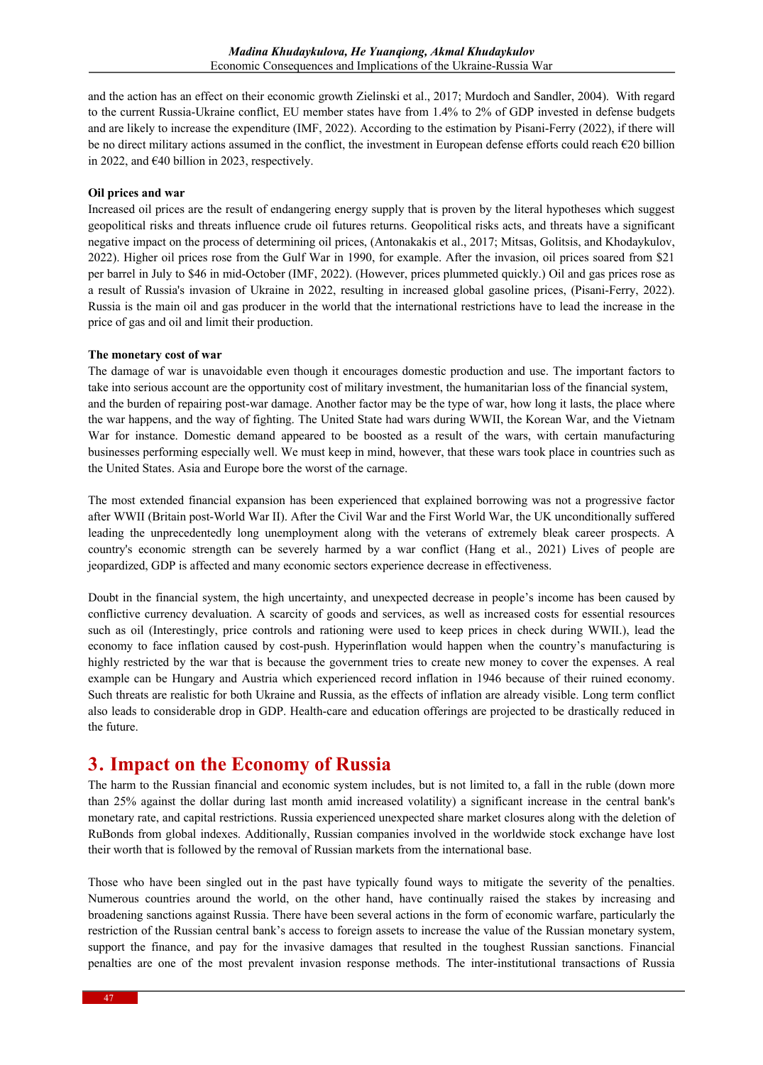and the action has an effect on their economic growth Zielinski et al., 2017; Murdoch and Sandler, 2004). With regard to the current Russia-Ukraine conflict, EU member states have from 1.4% to 2% of GDP invested in defense budgets and are likely to increase the expenditure (IMF, 2022). According to the estimation by Pisani-Ferry (2022), if there will be no direct military actions assumed in the conflict, the investment in European defense efforts could reach €20 billion in 2022, and €40 billion in 2023, respectively.

**Oil prices and war**

Increased oil prices are the result of endangering energy supply that is proven by the literal hypotheses which suggest geopolitical risks and threats influence crude oil futures returns. Geopolitical risks acts, and threats have a significant negative impact on the process of determining oil prices, (Antonakakis et al., 2017; Mitsas, Golitsis, and Khodaykulov, 2022). Higher oil prices rose from the Gulf War in 1990, for example. After the invasion, oil prices soared from $21 per barrel in July to $46 in mid-October (IMF, 2022). (However, prices plummeted quickly.) Oil and gas prices rose as a result of Russia's invasion of Ukraine in 2022, resulting in increased global gasoline prices, (Pisani-Ferry, 2022). Russia is the main oil and gas producer in the world that the international restrictions have to lead the increase in the price of gas and oil and limit their production.

**The monetary cost of war**

The damage of war is unavoidable even though it encourages domestic production and use. The important factors to take into serious account are the opportunity cost of military investment, the humanitarian loss of the financial system, and the burden of repairing post-war damage. Another factor may be the type of war, how long it lasts, the place where the war happens, and the way of fighting. The United State had wars during WWII, the Korean War, and the Vietnam War for instance. Domestic demand appeared to be boosted as a result of the wars, with certain manufacturing businesses performing especially well. We must keep in mind, however, that these wars took place in countries such as the United States. Asia and Europe bore the worst of the carnage.

The most extended financial expansion has been experienced that explained borrowing was not a progressive factor after WWII (Britain post-World War II). After the Civil War and the First World War, the UK unconditionally suffered leading the unprecedentedly long unemployment along with the veterans of extremely bleak career prospects. A country's economic strength can be severely harmed by a war conflict (Hang et al., 2021) Lives of people are jeopardized, GDP is affected and many economic sectors experience decrease in effectiveness.

Doubt in the financial system, the high uncertainty, and unexpected decrease in people's income has been caused by conflictive currency devaluation. A scarcity of goods and services, as well as increased costs for essential resources such as oil (Interestingly, price controls and rationing were used to keep prices in check during WWII.), lead the economy to face inflation caused by cost-push. Hyperinflation would happen when the country's manufacturing is highly restricted by the war that is because the government tries to create new money to cover the expenses. A real example can be Hungary and Austria which experienced record inflation in 1946 because of their ruined economy. Such threats are realistic for both Ukraine and Russia, as the effects of inflation are already visible. Long term conflict also leads to considerable drop in GDP. Health-care and education offerings are projected to be drastically reduced in the future.

## 3. Impact on the Economy of Russia

The harm to the Russian financial and economic system includes, but is not limited to, a fall in the ruble (down more than 25% against the dollar during last month amid increased volatility) a significant increase in the central bank's monetary rate, and capital restrictions. Russia experienced unexpected share market closures along with the deletion of RuBonds from global indexes. Additionally, Russian companies involved in the worldwide stock exchange have lost their worth that is followed by the removal of Russian markets from the international base.

Those who have been singled out in the past have typically found ways to mitigate the severity of the penalties. Numerous countries around the world, on the other hand, have continually raised the stakes by increasing and broadening sanctions against Russia. There have been several actions in the form of economic warfare, particularly the restriction of the Russian central bank's access to foreign assets to increase the value of the Russian monetary system, support the finance, and pay for the invasive damages that resulted in the toughest Russian sanctions. Financial penalties are one of the most prevalent invasion response methods. The inter-institutional transactions of Russia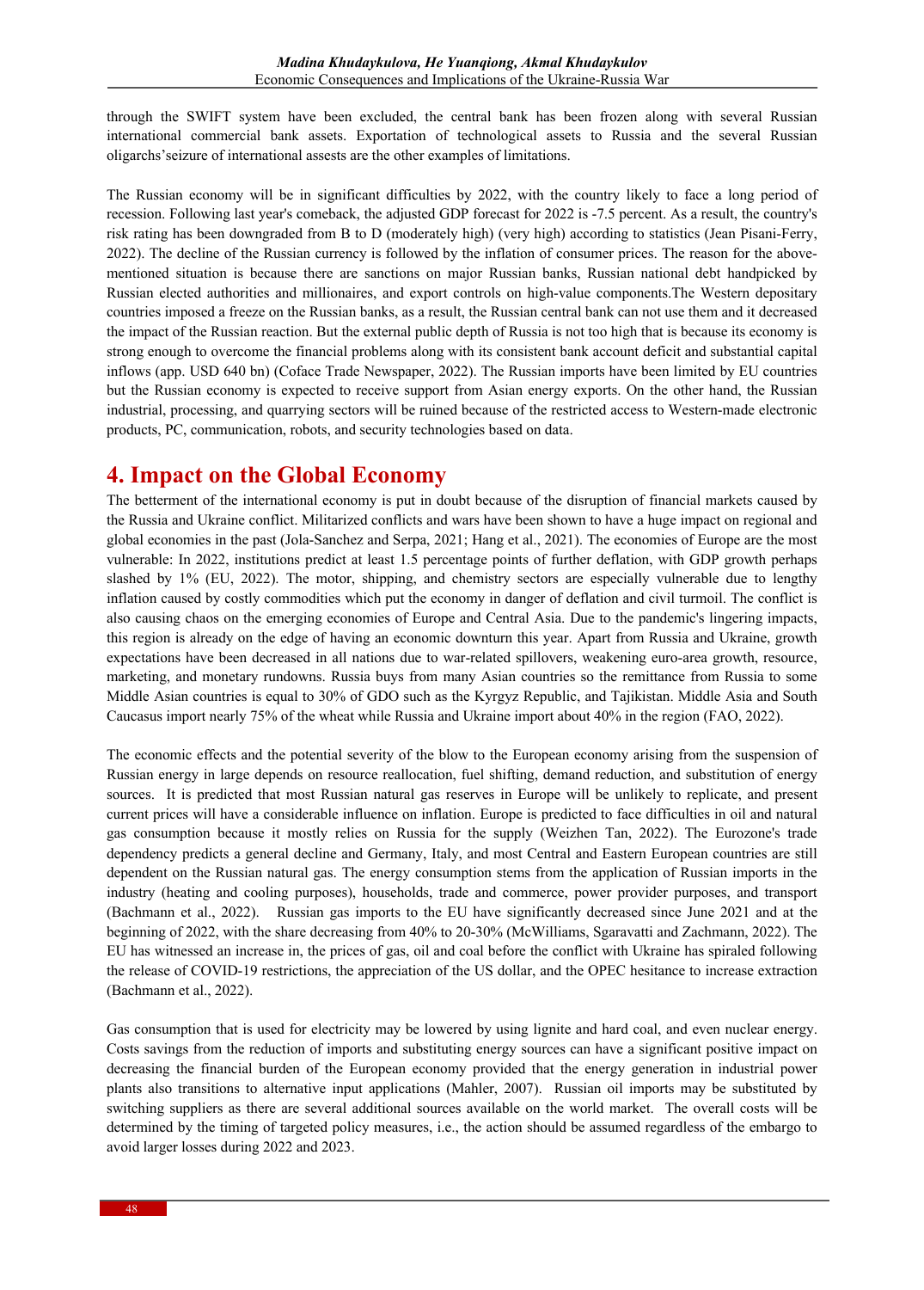through the SWIFT system have been excluded, the central bank has been frozen along with several Russian international commercial bank assets. Exportation of technological assets to Russia and the several Russian oligarchs'seizure of international assests are the other examples of limitations.

The Russian economy will be in significant difficulties by 2022, with the country likely to face a long period of recession. Following last year's comeback, the adjusted GDP forecast for 2022 is -7.5 percent. As a result, the country's risk rating has been downgraded from B to D (moderately high) (very high) according to statistics (Jean Pisani-Ferry, 2022). The decline of the Russian currency is followed by the inflation of consumer prices. The reason for the above-mentioned situation is because there are sanctions on major Russian banks, Russian national debt handpicked by Russian elected authorities and millionaires, and export controls on high-value components.The Western depositary countries imposed a freeze on the Russian banks, as a result, the Russian central bank can not use them and it decreased the impact of the Russian reaction. But the external public depth of Russia is not too high that is because its economy is strong enough to overcome the financial problems along with its consistent bank account deficit and substantial capital inflows (app. USD 640 bn) (Coface Trade Newspaper, 2022). The Russian imports have been limited by EU countries but the Russian economy is expected to receive support from Asian energy exports. On the other hand, the Russian industrial, processing, and quarrying sectors will be ruined because of the restricted access to Western-made electronic products, PC, communication, robots, and security technologies based on data.

# 4. Impact on the Global Economy

The betterment of the international economy is put in doubt because of the disruption of financial markets caused by the Russia and Ukraine conflict. Militarized conflicts and wars have been shown to have a huge impact on regional and global economies in the past (Jola-Sanchez and Serpa, 2021; Hang et al., 2021). The economies of Europe are the most vulnerable: In 2022, institutions predict at least 1.5 percentage points of further deflation, with GDP growth perhaps slashed by 1% (EU, 2022). The motor, shipping, and chemistry sectors are especially vulnerable due to lengthy inflation caused by costly commodities which put the economy in danger of deflation and civil turmoil. The conflict is also causing chaos on the emerging economies of Europe and Central Asia. Due to the pandemic's lingering impacts, this region is already on the edge of having an economic downturn this year. Apart from Russia and Ukraine, growth expectations have been decreased in all nations due to war-related spillovers, weakening euro-area growth, resource, marketing, and monetary rundowns. Russia buys from many Asian countries so the remittance from Russia to some Middle Asian countries is equal to 30% of GDO such as the Kyrgyz Republic, and Tajikistan. Middle Asia and South Caucasus import nearly 75% of the wheat while Russia and Ukraine import about 40% in the region (FAO, 2022).

The economic effects and the potential severity of the blow to the European economy arising from the suspension of Russian energy in large depends on resource reallocation, fuel shifting, demand reduction, and substitution of energy sources. It is predicted that most Russian natural gas reserves in Europe will be unlikely to replicate, and present current prices will have a considerable influence on inflation. Europe is predicted to face difficulties in oil and natural gas consumption because it mostly relies on Russia for the supply (Weizhen Tan, 2022). The Eurozone's trade dependency predicts a general decline and Germany, Italy, and most Central and Eastern European countries are still dependent on the Russian natural gas. The energy consumption stems from the application of Russian imports in the industry (heating and cooling purposes), households, trade and commerce, power provider purposes, and transport (Bachmann et al., 2022). Russian gas imports to the EU have significantly decreased since June 2021 and at the beginning of 2022, with the share decreasing from 40% to 20-30% (McWilliams, Sgaravatti and Zachmann, 2022). The EU has witnessed an increase in, the prices of gas, oil and coal before the conflict with Ukraine has spiraled following the release of COVID-19 restrictions, the appreciation of the US dollar, and the OPEC hesitance to increase extraction (Bachmann et al., 2022).

Gas consumption that is used for electricity may be lowered by using lignite and hard coal, and even nuclear energy. Costs savings from the reduction of imports and substituting energy sources can have a significant positive impact on decreasing the financial burden of the European economy provided that the energy generation in industrial power plants also transitions to alternative input applications (Mahler, 2007). Russian oil imports may be substituted by switching suppliers as there are several additional sources available on the world market. The overall costs will be determined by the timing of targeted policy measures, i.e., the action should be assumed regardless of the embargo to avoid larger losses during 2022 and 2023.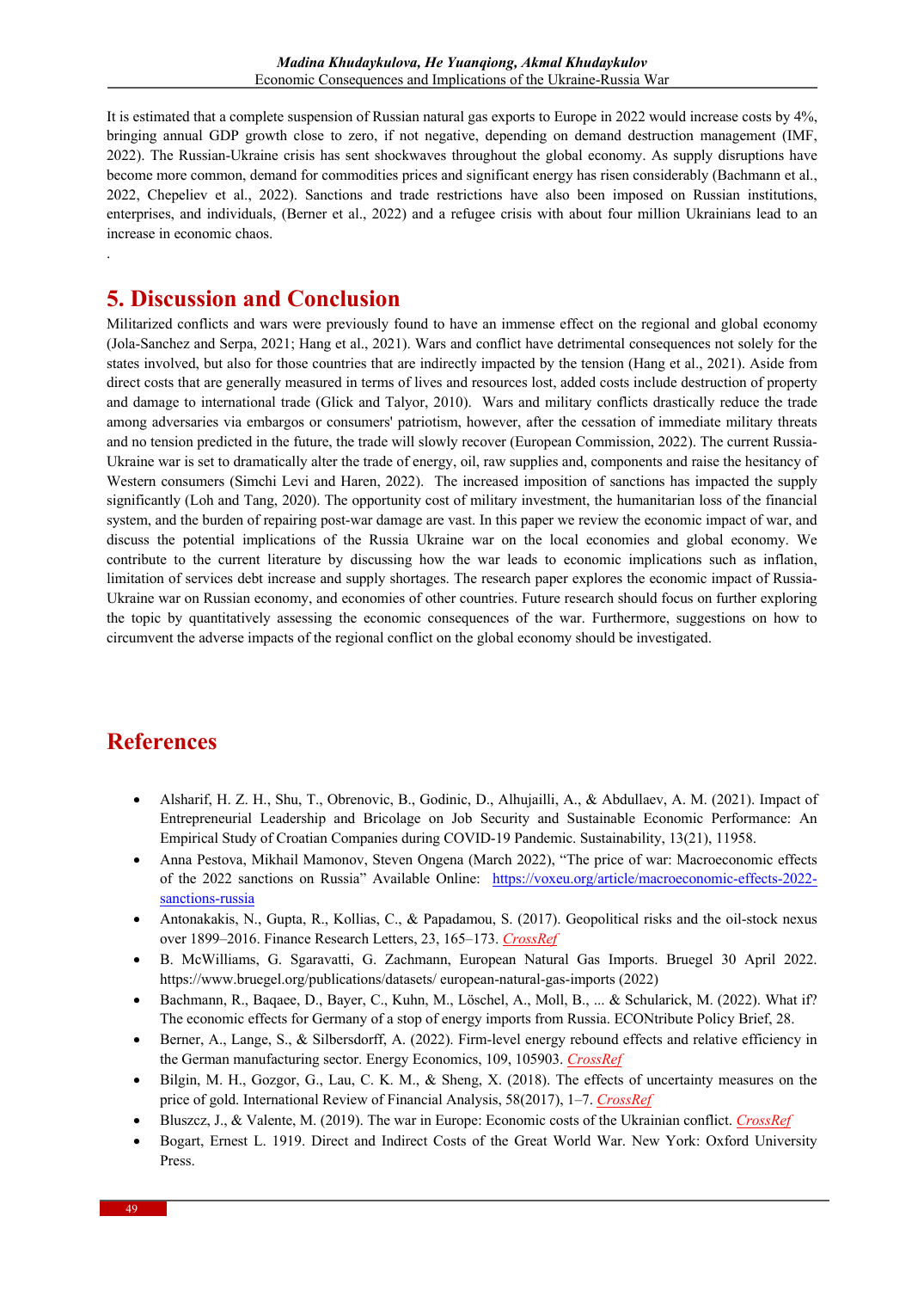It is estimated that a complete suspension of Russian natural gas exports to Europe in 2022 would increase costs by 4%, bringing annual GDP growth close to zero, if not negative, depending on demand destruction management (IMF, 2022). The Russian-Ukraine crisis has sent shockwaves throughout the global economy. As supply disruptions have become more common, demand for commodities prices and significant energy has risen considerably (Bachmann et al., 2022, Chepeliev et al., 2022). Sanctions and trade restrictions have also been imposed on Russian institutions, enterprises, and individuals, (Berner et al., 2022) and a refugee crisis with about four million Ukrainians lead to an increase in economic chaos.

.

# 5. Discussion and Conclusion

Militarized conflicts and wars were previously found to have an immense effect on the regional and global economy (Jola-Sanchez and Serpa, 2021; Hang et al., 2021). Wars and conflict have detrimental consequences not solely for the states involved, but also for those countries that are indirectly impacted by the tension (Hang et al., 2021). Aside from direct costs that are generally measured in terms of lives and resources lost, added costs include destruction of property and damage to international trade (Glick and Talyor, 2010). Wars and military conflicts drastically reduce the trade among adversaries via embargos or consumers' patriotism, however, after the cessation of immediate military threats and no tension predicted in the future, the trade will slowly recover (European Commission, 2022). The current Russia-Ukraine war is set to dramatically alter the trade of energy, oil, raw supplies and, components and raise the hesitancy of Western consumers (Simchi Levi and Haren, 2022). The increased imposition of sanctions has impacted the supply significantly (Loh and Tang, 2020). The opportunity cost of military investment, the humanitarian loss of the financial system, and the burden of repairing post-war damage are vast. In this paper we review the economic impact of war, and discuss the potential implications of the Russia Ukraine war on the local economies and global economy. We contribute to the current literature by discussing how the war leads to economic implications such as inflation, limitation of services debt increase and supply shortages. The research paper explores the economic impact of Russia-Ukraine war on Russian economy, and economies of other countries. Future research should focus on further exploring the topic by quantitatively assessing the economic consequences of the war. Furthermore, suggestions on how to circumvent the adverse impacts of the regional conflict on the global economy should be investigated.

# References

- Alsharif, H. Z. H., Shu, T., Obrenovic, B., Godinic, D., Alhujailli, A., & Abdullaev, A. M. (2021). Impact of Entrepreneurial Leadership and Bricolage on Job Security and Sustainable Economic Performance: An Empirical Study of Croatian Companies during COVID-19 Pandemic. Sustainability, 13(21), 11958.
- Anna Pestova, Mikhail Mamonov, Steven Ongena (March 2022), "The price of war: Macroeconomic effects of the 2022 sanctions on Russia" Available Online: https://voxeu.org/article/macroeconomic-effects-2022-sanctions-russia
- Antonakakis, N., Gupta, R., Kollias, C., & Papadamou, S. (2017). Geopolitical risks and the oil-stock nexus over 1899–2016. Finance Research Letters, 23, 165–173. CrossRef
- B. McWilliams, G. Sgaravatti, G. Zachmann, European Natural Gas Imports. Bruegel 30 April 2022. https://www.bruegel.org/publications/datasets/ european-natural-gas-imports (2022)
- Bachmann, R., Baqaee, D., Bayer, C., Kuhn, M., Löschel, A., Moll, B., ... & Schularick, M. (2022). What if? The economic effects for Germany of a stop of energy imports from Russia. ECONtribute Policy Brief, 28.
- Berner, A., Lange, S., & Silbersdorff, A. (2022). Firm-level energy rebound effects and relative efficiency in the German manufacturing sector. Energy Economics, 109, 105903. CrossRef
- Bilgin, M. H., Gozgor, G., Lau, C. K. M., & Sheng, X. (2018). The effects of uncertainty measures on the price of gold. International Review of Financial Analysis, 58(2017), 1–7. CrossRef
- Bluszcz, J., & Valente, M. (2019). The war in Europe: Economic costs of the Ukrainian conflict. CrossRef
- Bogart, Ernest L. 1919. Direct and Indirect Costs of the Great World War. New York: Oxford University Press.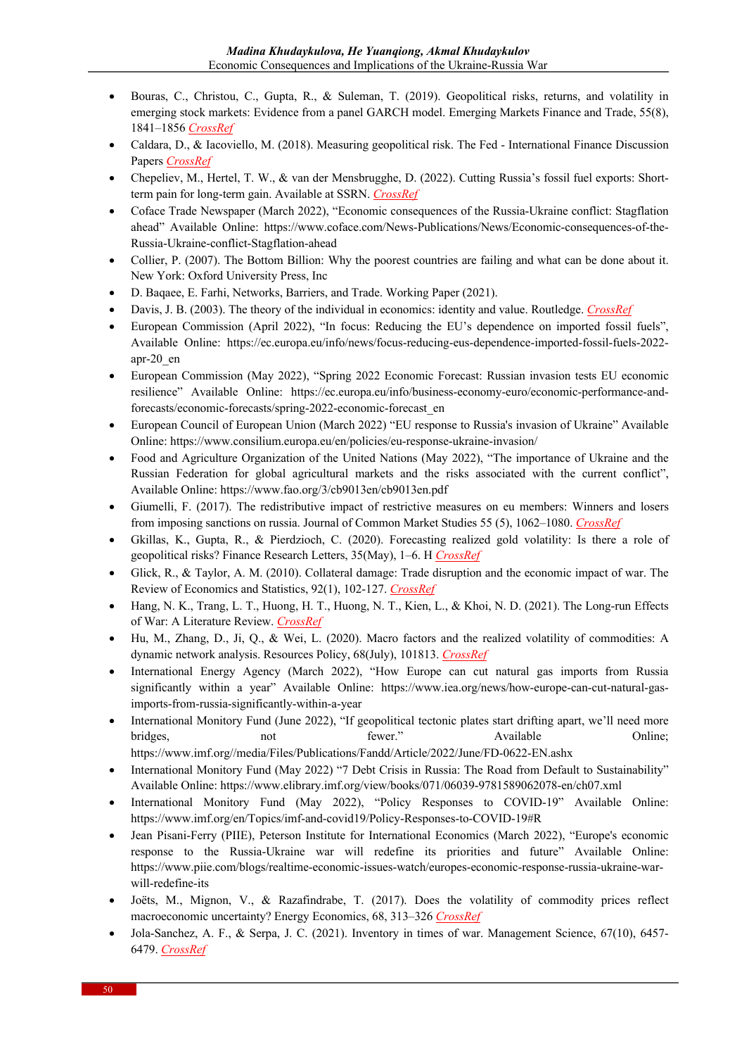- Bouras, C., Christou, C., Gupta, R., & Suleman, T. (2019). Geopolitical risks, returns, and volatility in emerging stock markets: Evidence from a panel GARCH model. Emerging Markets Finance and Trade, 55(8), 1841–1856 *CrossRef*
- Caldara, D., & Iacoviello, M. (2018). Measuring geopolitical risk. The Fed - International Finance Discussion Papers *CrossRef*
- Chepeliev, M., Hertel, T. W., & van der Mensbrugghe, D. (2022). Cutting Russia's fossil fuel exports: Short-term pain for long-term gain. Available at SSRN. *CrossRef*
- Coface Trade Newspaper (March 2022), "Economic consequences of the Russia-Ukraine conflict: Stagflation ahead" Available Online: https://www.coface.com/News-Publications/News/Economic-consequences-of-the-Russia-Ukraine-conflict-Stagflation-ahead
- Collier, P. (2007). The Bottom Billion: Why the poorest countries are failing and what can be done about it. New York: Oxford University Press, Inc
- D. Baqaee, E. Farhi, Networks, Barriers, and Trade. Working Paper (2021).
- Davis, J. B. (2003). The theory of the individual in economics: identity and value. Routledge. *CrossRef*
- European Commission (April 2022), "In focus: Reducing the EU's dependence on imported fossil fuels", Available Online: https://ec.europa.eu/info/news/focus-reducing-eus-dependence-imported-fossil-fuels-2022-apr-20_en
- European Commission (May 2022), "Spring 2022 Economic Forecast: Russian invasion tests EU economic resilience" Available Online: https://ec.europa.eu/info/business-economy-euro/economic-performance-and-forecasts/economic-forecasts/spring-2022-economic-forecast_en
- European Council of European Union (March 2022) "EU response to Russia's invasion of Ukraine" Available Online: https://www.consilium.europa.eu/en/policies/eu-response-ukraine-invasion/
- Food and Agriculture Organization of the United Nations (May 2022), "The importance of Ukraine and the Russian Federation for global agricultural markets and the risks associated with the current conflict", Available Online: https://www.fao.org/3/cb9013en/cb9013en.pdf
- Giumelli, F. (2017). The redistributive impact of restrictive measures on eu members: Winners and losers from imposing sanctions on russia. Journal of Common Market Studies 55 (5), 1062–1080. *CrossRef*
- Gkillas, K., Gupta, R., & Pierdzioch, C. (2020). Forecasting realized gold volatility: Is there a role of geopolitical risks? Finance Research Letters, 35(May), 1–6. H *CrossRef*
- Glick, R., & Taylor, A. M. (2010). Collateral damage: Trade disruption and the economic impact of war. The Review of Economics and Statistics, 92(1), 102-127. *CrossRef*
- Hang, N. K., Trang, L. T., Huong, H. T., Huong, N. T., Kien, L., & Khoi, N. D. (2021). The Long-run Effects of War: A Literature Review. *CrossRef*
- Hu, M., Zhang, D., Ji, Q., & Wei, L. (2020). Macro factors and the realized volatility of commodities: A dynamic network analysis. Resources Policy, 68(July), 101813. *CrossRef*
- International Energy Agency (March 2022), "How Europe can cut natural gas imports from Russia significantly within a year" Available Online: https://www.iea.org/news/how-europe-can-cut-natural-gas-imports-from-russia-significantly-within-a-year
- International Monitory Fund (June 2022), "If geopolitical tectonic plates start drifting apart, we'll need more bridges, not fewer." Available Online; https://www.imf.org//media/Files/Publications/Fandd/Article/2022/June/FD-0622-EN.ashx
- International Monitory Fund (May 2022) "7 Debt Crisis in Russia: The Road from Default to Sustainability" Available Online: https://www.elibrary.imf.org/view/books/071/06039-9781589062078-en/ch07.xml
- International Monitory Fund (May 2022), "Policy Responses to COVID-19" Available Online: https://www.imf.org/en/Topics/imf-and-covid19/Policy-Responses-to-COVID-19#R
- Jean Pisani-Ferry (PIIE), Peterson Institute for International Economics (March 2022), "Europe's economic response to the Russia-Ukraine war will redefine its priorities and future" Available Online: https://www.piie.com/blogs/realtime-economic-issues-watch/europes-economic-response-russia-ukraine-war-will-redefine-its
- Joëts, M., Mignon, V., & Razafindrabe, T. (2017). Does the volatility of commodity prices reflect macroeconomic uncertainty? Energy Economics, 68, 313–326 *CrossRef*
- Jola-Sanchez, A. F., & Serpa, J. C. (2021). Inventory in times of war. Management Science, 67(10), 6457-6479. *CrossRef*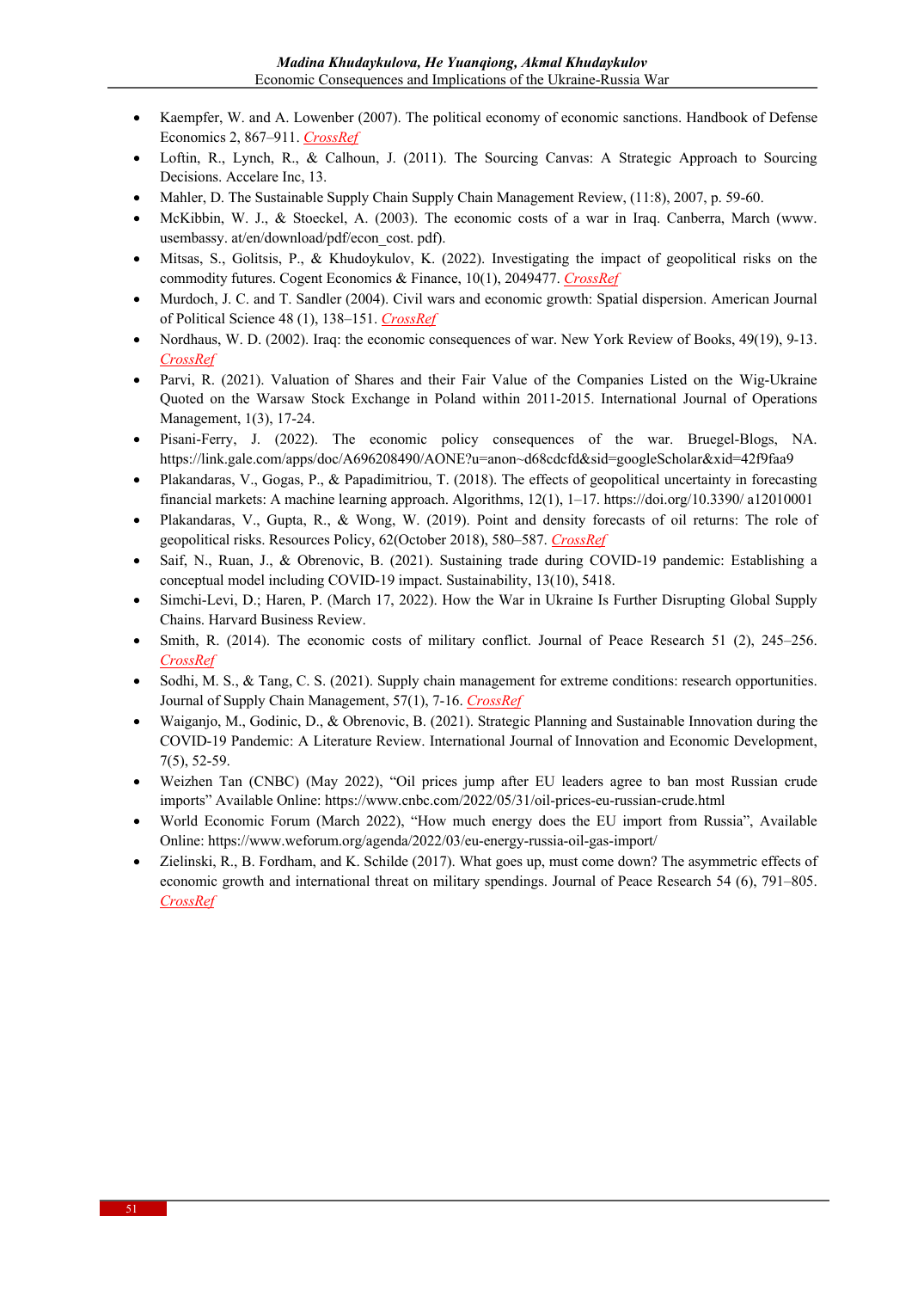- Kaempfer, W. and A. Lowenber (2007). The political economy of economic sanctions. Handbook of Defense Economics 2, 867–911. CrossRef
- Loftin, R., Lynch, R., & Calhoun, J. (2011). The Sourcing Canvas: A Strategic Approach to Sourcing Decisions. Accelare Inc, 13.
- Mahler, D. The Sustainable Supply Chain Supply Chain Management Review, (11:8), 2007, p. 59-60.
- McKibbin, W. J., & Stoeckel, A. (2003). The economic costs of a war in Iraq. Canberra, March (www. usembassy. at/en/download/pdf/econ_cost. pdf).
- Mitsas, S., Golitsis, P., & Khudoykulov, K. (2022). Investigating the impact of geopolitical risks on the commodity futures. Cogent Economics & Finance, 10(1), 2049477. CrossRef
- Murdoch, J. C. and T. Sandler (2004). Civil wars and economic growth: Spatial dispersion. American Journal of Political Science 48 (1), 138–151. CrossRef
- Nordhaus, W. D. (2002). Iraq: the economic consequences of war. New York Review of Books, 49(19), 9-13. CrossRef
- Parvi, R. (2021). Valuation of Shares and their Fair Value of the Companies Listed on the Wig-Ukraine Quoted on the Warsaw Stock Exchange in Poland within 2011-2015. International Journal of Operations Management, 1(3), 17-24.
- Pisani-Ferry, J. (2022). The economic policy consequences of the war. Bruegel-Blogs, NA. https://link.gale.com/apps/doc/A696208490/AONE?u=anon~d68cdcfd&sid=googleScholar&xid=42f9faa9
- Plakandaras, V., Gogas, P., & Papadimitriou, T. (2018). The effects of geopolitical uncertainty in forecasting financial markets: A machine learning approach. Algorithms, 12(1), 1–17. https://doi.org/10.3390/ a12010001
- Plakandaras, V., Gupta, R., & Wong, W. (2019). Point and density forecasts of oil returns: The role of geopolitical risks. Resources Policy, 62(October 2018), 580–587. CrossRef
- Saif, N., Ruan, J., & Obrenovic, B. (2021). Sustaining trade during COVID-19 pandemic: Establishing a conceptual model including COVID-19 impact. Sustainability, 13(10), 5418.
- Simchi-Levi, D.; Haren, P. (March 17, 2022). How the War in Ukraine Is Further Disrupting Global Supply Chains. Harvard Business Review.
- Smith, R. (2014). The economic costs of military conflict. Journal of Peace Research 51 (2), 245–256. CrossRef
- Sodhi, M. S., & Tang, C. S. (2021). Supply chain management for extreme conditions: research opportunities. Journal of Supply Chain Management, 57(1), 7-16. CrossRef
- Waiganjo, M., Godinic, D., & Obrenovic, B. (2021). Strategic Planning and Sustainable Innovation during the COVID-19 Pandemic: A Literature Review. International Journal of Innovation and Economic Development, 7(5), 52-59.
- Weizhen Tan (CNBC) (May 2022), "Oil prices jump after EU leaders agree to ban most Russian crude imports" Available Online: https://www.cnbc.com/2022/05/31/oil-prices-eu-russian-crude.html
- World Economic Forum (March 2022), "How much energy does the EU import from Russia", Available Online: https://www.weforum.org/agenda/2022/03/eu-energy-russia-oil-gas-import/
- Zielinski, R., B. Fordham, and K. Schilde (2017). What goes up, must come down? The asymmetric effects of economic growth and international threat on military spendings. Journal of Peace Research 54 (6), 791–805. CrossRef